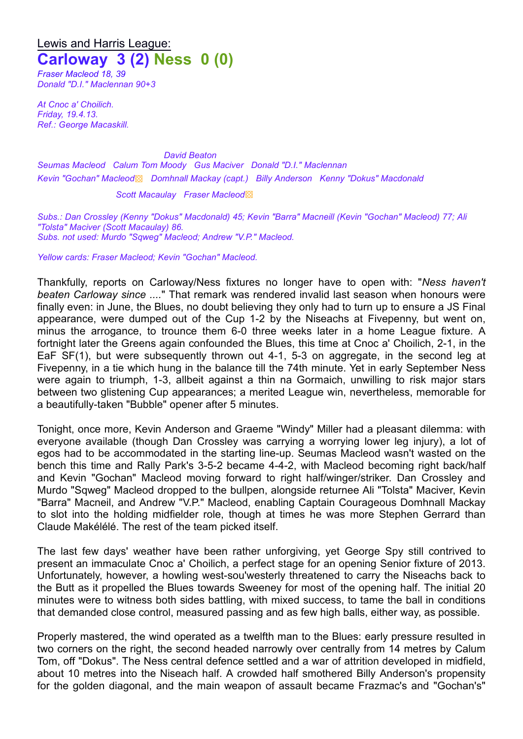Lewis and Harris League:

# Carloway 3 (2) Ness 0 (0)

*Fraser Macleod 18, 39*
*Donald "D.I." Maclennan 90+3*

*At Cnoc a' Choilich.*
*Friday, 19.4.13.*
*Ref.: George Macaskill.*

*David Beaton*

*Seumas Macleod Calum Tom Moody Gus Maciver Donald "D.I." Maclennan*

*Kevin "Gochan" Macleod▧ Domhnall Mackay (capt.) Billy Anderson Kenny "Dokus" Macdonald*

*Scott Macaulay Fraser Macleod▧*

*Subs.: Dan Crossley (Kenny "Dokus" Macdonald) 45; Kevin "Barra" Macneill (Kevin "Gochan" Macleod) 77; Ali "Tolsta" Maciver (Scott Macaulay) 86.*
*Subs. not used: Murdo "Sqweg" Macleod; Andrew "V.P." Macleod.*

*Yellow cards: Fraser Macleod; Kevin "Gochan" Macleod.*

Thankfully, reports on Carloway/Ness fixtures no longer have to open with: "*Ness haven't beaten Carloway since ....*" That remark was rendered invalid last season when honours were finally even: in June, the Blues, no doubt believing they only had to turn up to ensure a JS Final appearance, were dumped out of the Cup 1-2 by the Niseachs at Fivepenny, but went on, minus the arrogance, to trounce them 6-0 three weeks later in a home League fixture. A fortnight later the Greens again confounded the Blues, this time at Cnoc a' Choilich, 2-1, in the EaF SF(1), but were subsequently thrown out 4-1, 5-3 on aggregate, in the second leg at Fivepenny, in a tie which hung in the balance till the 74th minute. Yet in early September Ness were again to triumph, 1-3, allbeit against a thin na Gormaich, unwilling to risk major stars between two glistening Cup appearances; a merited League win, nevertheless, memorable for a beautifully-taken "Bubble" opener after 5 minutes.

Tonight, once more, Kevin Anderson and Graeme "Windy" Miller had a pleasant dilemma: with everyone available (though Dan Crossley was carrying a worrying lower leg injury), a lot of egos had to be accommodated in the starting line-up. Seumas Macleod wasn't wasted on the bench this time and Rally Park's 3-5-2 became 4-4-2, with Macleod becoming right back/half and Kevin "Gochan" Macleod moving forward to right half/winger/striker. Dan Crossley and Murdo "Sqweg" Macleod dropped to the bullpen, alongside returnee Ali "Tolsta" Maciver, Kevin "Barra" Macneil, and Andrew "V.P." Macleod, enabling Captain Courageous Domhnall Mackay to slot into the holding midfielder role, though at times he was more Stephen Gerrard than Claude Makélélé. The rest of the team picked itself.

The last few days' weather have been rather unforgiving, yet George Spy still contrived to present an immaculate Cnoc a' Choilich, a perfect stage for an opening Senior fixture of 2013. Unfortunately, however, a howling west-sou'westerly threatened to carry the Niseachs back to the Butt as it propelled the Blues towards Sweeney for most of the opening half. The initial 20 minutes were to witness both sides battling, with mixed success, to tame the ball in conditions that demanded close control, measured passing and as few high balls, either way, as possible.

Properly mastered, the wind operated as a twelfth man to the Blues: early pressure resulted in two corners on the right, the second headed narrowly over centrally from 14 metres by Calum Tom, off "Dokus". The Ness central defence settled and a war of attrition developed in midfield, about 10 metres into the Niseach half. A crowded half smothered Billy Anderson's propensity for the golden diagonal, and the main weapon of assault became Frazmac's and "Gochan's"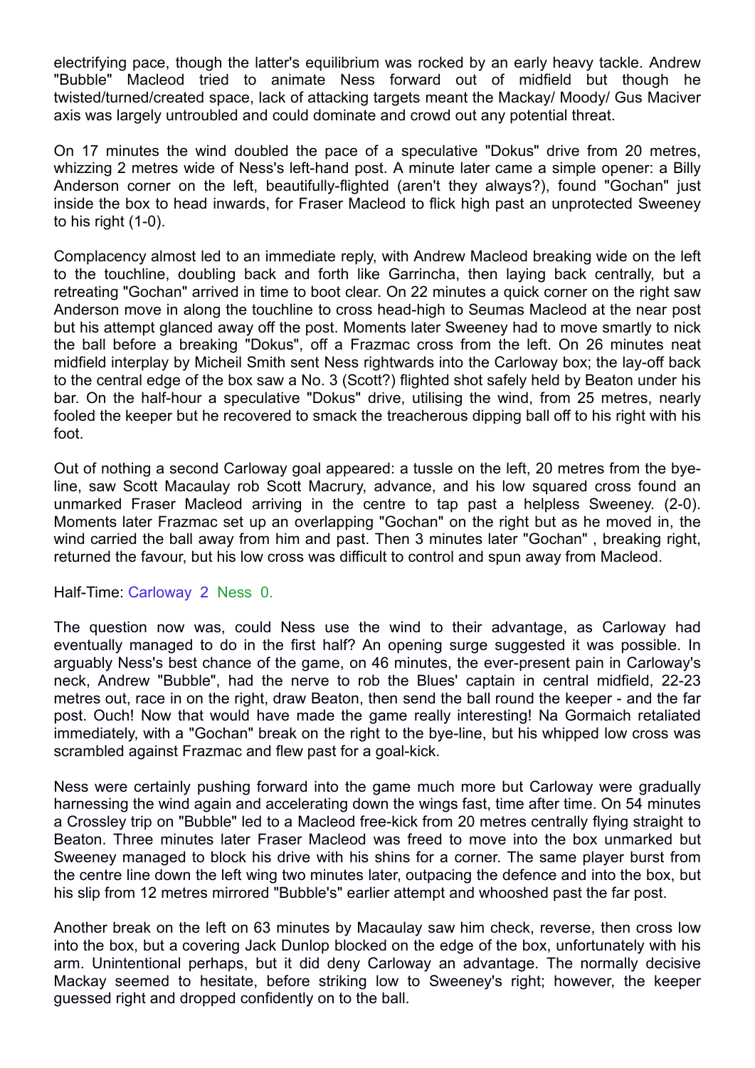electrifying pace, though the latter's equilibrium was rocked by an early heavy tackle. Andrew "Bubble" Macleod tried to animate Ness forward out of midfield but though he twisted/turned/created space, lack of attacking targets meant the Mackay/ Moody/ Gus Maciver axis was largely untroubled and could dominate and crowd out any potential threat.

On 17 minutes the wind doubled the pace of a speculative "Dokus" drive from 20 metres, whizzing 2 metres wide of Ness's left-hand post. A minute later came a simple opener: a Billy Anderson corner on the left, beautifully-flighted (aren't they always?), found "Gochan" just inside the box to head inwards, for Fraser Macleod to flick high past an unprotected Sweeney to his right (1-0).

Complacency almost led to an immediate reply, with Andrew Macleod breaking wide on the left to the touchline, doubling back and forth like Garrincha, then laying back centrally, but a retreating "Gochan" arrived in time to boot clear. On 22 minutes a quick corner on the right saw Anderson move in along the touchline to cross head-high to Seumas Macleod at the near post but his attempt glanced away off the post. Moments later Sweeney had to move smartly to nick the ball before a breaking "Dokus", off a Frazmac cross from the left. On 26 minutes neat midfield interplay by Micheil Smith sent Ness rightwards into the Carloway box; the lay-off back to the central edge of the box saw a No. 3 (Scott?) flighted shot safely held by Beaton under his bar. On the half-hour a speculative "Dokus" drive, utilising the wind, from 25 metres, nearly fooled the keeper but he recovered to smack the treacherous dipping ball off to his right with his foot.

Out of nothing a second Carloway goal appeared: a tussle on the left, 20 metres from the bye-line, saw Scott Macaulay rob Scott Macrury, advance, and his low squared cross found an unmarked Fraser Macleod arriving in the centre to tap past a helpless Sweeney. (2-0). Moments later Frazmac set up an overlapping "Gochan" on the right but as he moved in, the wind carried the ball away from him and past. Then 3 minutes later "Gochan" , breaking right, returned the favour, but his low cross was difficult to control and spun away from Macleod.

Half-Time: Carloway 2 Ness 0.

The question now was, could Ness use the wind to their advantage, as Carloway had eventually managed to do in the first half? An opening surge suggested it was possible. In arguably Ness's best chance of the game, on 46 minutes, the ever-present pain in Carloway's neck, Andrew "Bubble", had the nerve to rob the Blues' captain in central midfield, 22-23 metres out, race in on the right, draw Beaton, then send the ball round the keeper - and the far post. Ouch! Now that would have made the game really interesting! Na Gormaich retaliated immediately, with a "Gochan" break on the right to the bye-line, but his whipped low cross was scrambled against Frazmac and flew past for a goal-kick.

Ness were certainly pushing forward into the game much more but Carloway were gradually harnessing the wind again and accelerating down the wings fast, time after time. On 54 minutes a Crossley trip on "Bubble" led to a Macleod free-kick from 20 metres centrally flying straight to Beaton. Three minutes later Fraser Macleod was freed to move into the box unmarked but Sweeney managed to block his drive with his shins for a corner. The same player burst from the centre line down the left wing two minutes later, outpacing the defence and into the box, but his slip from 12 metres mirrored "Bubble's" earlier attempt and whooshed past the far post.

Another break on the left on 63 minutes by Macaulay saw him check, reverse, then cross low into the box, but a covering Jack Dunlop blocked on the edge of the box, unfortunately with his arm. Unintentional perhaps, but it did deny Carloway an advantage. The normally decisive Mackay seemed to hesitate, before striking low to Sweeney's right; however, the keeper guessed right and dropped confidently on to the ball.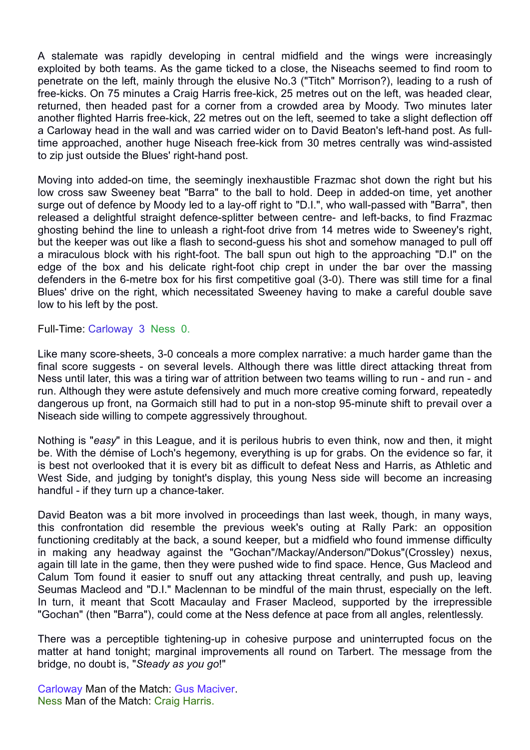A stalemate was rapidly developing in central midfield and the wings were increasingly exploited by both teams. As the game ticked to a close, the Niseachs seemed to find room to penetrate on the left, mainly through the elusive No.3 ("Titch" Morrison?), leading to a rush of free-kicks. On 75 minutes a Craig Harris free-kick, 25 metres out on the left, was headed clear, returned, then headed past for a corner from a crowded area by Moody. Two minutes later another flighted Harris free-kick, 22 metres out on the left, seemed to take a slight deflection off a Carloway head in the wall and was carried wider on to David Beaton's left-hand post. As full-time approached, another huge Niseach free-kick from 30 metres centrally was wind-assisted to zip just outside the Blues' right-hand post.

Moving into added-on time, the seemingly inexhaustible Frazmac shot down the right but his low cross saw Sweeney beat "Barra" to the ball to hold. Deep in added-on time, yet another surge out of defence by Moody led to a lay-off right to "D.I.", who wall-passed with "Barra", then released a delightful straight defence-splitter between centre- and left-backs, to find Frazmac ghosting behind the line to unleash a right-foot drive from 14 metres wide to Sweeney's right, but the keeper was out like a flash to second-guess his shot and somehow managed to pull off a miraculous block with his right-foot. The ball spun out high to the approaching "D.I" on the edge of the box and his delicate right-foot chip crept in under the bar over the massing defenders in the 6-metre box for his first competitive goal (3-0). There was still time for a final Blues' drive on the right, which necessitated Sweeney having to make a careful double save low to his left by the post.

Full-Time: Carloway 3 Ness 0.

Like many score-sheets, 3-0 conceals a more complex narrative: a much harder game than the final score suggests - on several levels. Although there was little direct attacking threat from Ness until later, this was a tiring war of attrition between two teams willing to run - and run - and run. Although they were astute defensively and much more creative coming forward, repeatedly dangerous up front, na Gormaich still had to put in a non-stop 95-minute shift to prevail over a Niseach side willing to compete aggressively throughout.

Nothing is "*easy*" in this League, and it is perilous hubris to even think, now and then, it might be. With the démise of Loch's hegemony, everything is up for grabs. On the evidence so far, it is best not overlooked that it is every bit as difficult to defeat Ness and Harris, as Athletic and West Side, and judging by tonight's display, this young Ness side will become an increasing handful - if they turn up a chance-taker.

David Beaton was a bit more involved in proceedings than last week, though, in many ways, this confrontation did resemble the previous week's outing at Rally Park: an opposition functioning creditably at the back, a sound keeper, but a midfield who found immense difficulty in making any headway against the "Gochan"/Mackay/Anderson/"Dokus"(Crossley) nexus, again till late in the game, then they were pushed wide to find space. Hence, Gus Macleod and Calum Tom found it easier to snuff out any attacking threat centrally, and push up, leaving Seumas Macleod and "D.I." Maclennan to be mindful of the main thrust, especially on the left. In turn, it meant that Scott Macaulay and Fraser Macleod, supported by the irrepressible "Gochan" (then "Barra"), could come at the Ness defence at pace from all angles, relentlessly.

There was a perceptible tightening-up in cohesive purpose and uninterrupted focus on the matter at hand tonight; marginal improvements all round on Tarbert. The message from the bridge, no doubt is, "*Steady as you go*!"

Carloway Man of the Match: Gus Maciver.
Ness Man of the Match: Craig Harris.